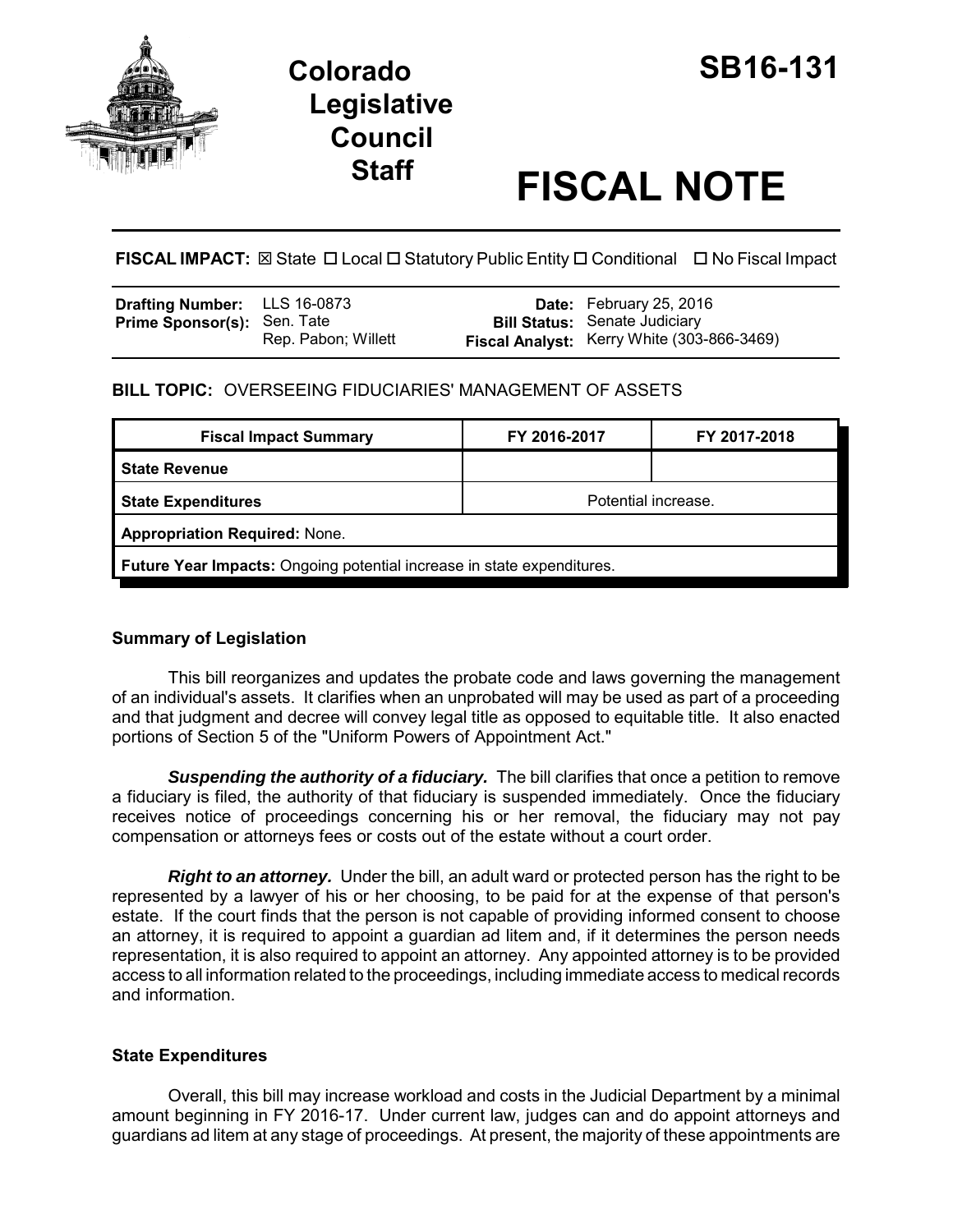# Colorado Legislative Council Staff

# SB16-131

# FISCAL NOTE

**FISCAL IMPACT:** ☒ State ☐ Local ☐ Statutory Public Entity ☐ Conditional ☐ No Fiscal Impact

| | | | |
|---|---|---|---|
| **Drafting Number:** | LLS 16-0873 | **Date:** | February 25, 2016 |
| **Prime Sponsor(s):** | Sen. Tate<br>Rep. Pabon; Willett | **Bill Status:** | Senate Judiciary |
| | | **Fiscal Analyst:** | Kerry White (303-866-3469) |

**BILL TOPIC:** OVERSEEING FIDUCIARIES' MANAGEMENT OF ASSETS

| Fiscal Impact Summary | FY 2016-2017 | FY 2017-2018 |
|---|---|---|
| **State Revenue** | | |
| **State Expenditures** | Potential increase. | |
| **Appropriation Required:** None. | | |
| **Future Year Impacts:** Ongoing potential increase in state expenditures. | | |

### Summary of Legislation

This bill reorganizes and updates the probate code and laws governing the management of an individual's assets. It clarifies when an unprobated will may be used as part of a proceeding and that judgment and decree will convey legal title as opposed to equitable title. It also enacted portions of Section 5 of the "Uniform Powers of Appointment Act."

***Suspending the authority of a fiduciary.*** The bill clarifies that once a petition to remove a fiduciary is filed, the authority of that fiduciary is suspended immediately. Once the fiduciary receives notice of proceedings concerning his or her removal, the fiduciary may not pay compensation or attorneys fees or costs out of the estate without a court order.

***Right to an attorney.*** Under the bill, an adult ward or protected person has the right to be represented by a lawyer of his or her choosing, to be paid for at the expense of that person's estate. If the court finds that the person is not capable of providing informed consent to choose an attorney, it is required to appoint a guardian ad litem and, if it determines the person needs representation, it is also required to appoint an attorney. Any appointed attorney is to be provided access to all information related to the proceedings, including immediate access to medical records and information.

### State Expenditures

Overall, this bill may increase workload and costs in the Judicial Department by a minimal amount beginning in FY 2016-17. Under current law, judges can and do appoint attorneys and guardians ad litem at any stage of proceedings. At present, the majority of these appointments are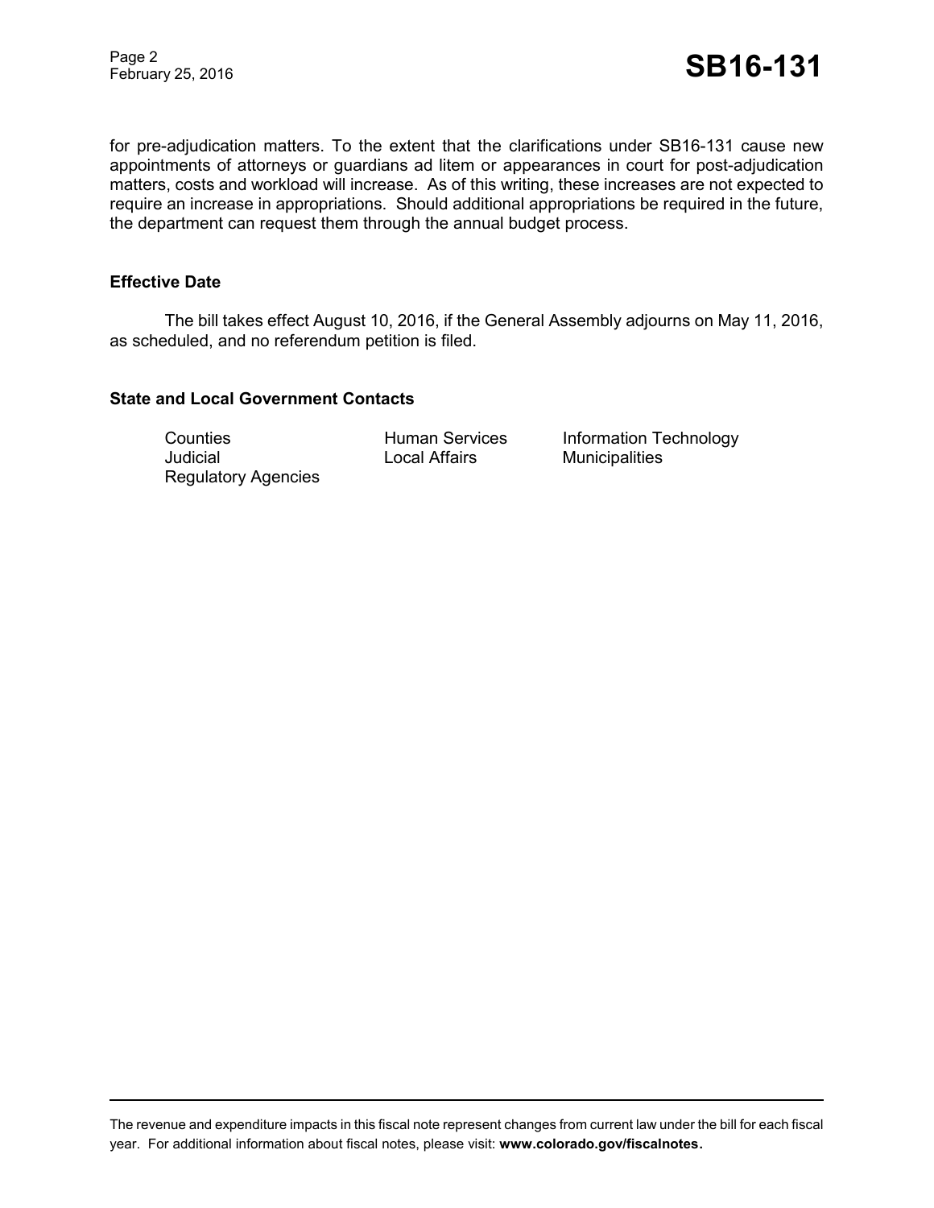for pre-adjudication matters. To the extent that the clarifications under SB16-131 cause new appointments of attorneys or guardians ad litem or appearances in court for post-adjudication matters, costs and workload will increase. As of this writing, these increases are not expected to require an increase in appropriations. Should additional appropriations be required in the future, the department can request them through the annual budget process.

### Effective Date

The bill takes effect August 10, 2016, if the General Assembly adjourns on May 11, 2016, as scheduled, and no referendum petition is filed.

### State and Local Government Contacts

| | | |
|---|---|---|
| Counties | Human Services | Information Technology |
| Judicial | Local Affairs | Municipalities |
| Regulatory Agencies | | |

The revenue and expenditure impacts in this fiscal note represent changes from current law under the bill for each fiscal year. For additional information about fiscal notes, please visit: **www.colorado.gov/fiscalnotes.**